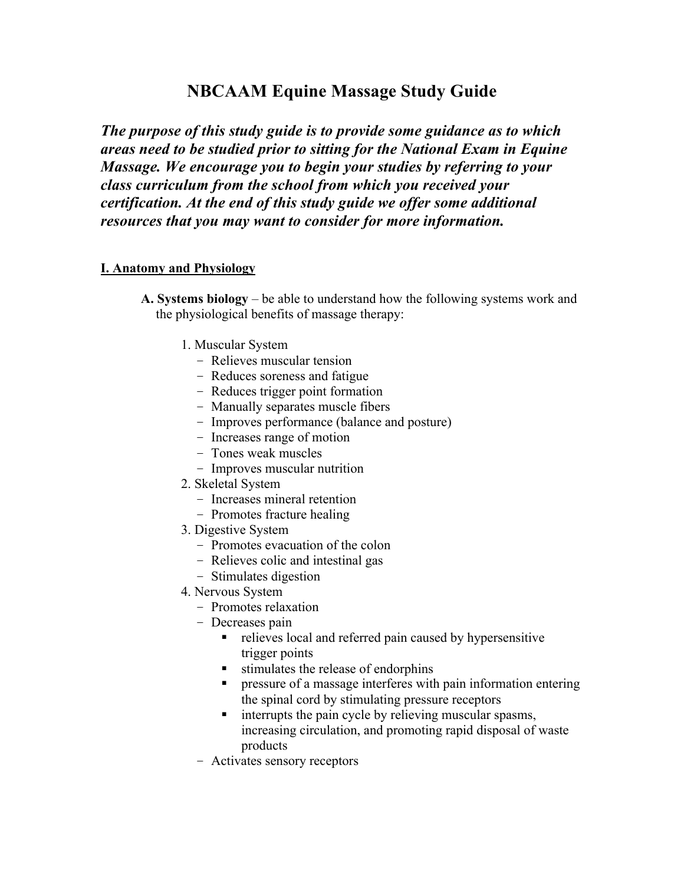# NBCAAM Equine Massage Study Guide

***The purpose of this study guide is to provide some guidance as to which areas need to be studied prior to sitting for the National Exam in Equine Massage. We encourage you to begin your studies by referring to your class curriculum from the school from which you received your certification. At the end of this study guide we offer some additional resources that you may want to consider for more information.***

## I. Anatomy and Physiology

**A. Systems biology** – be able to understand how the following systems work and the physiological benefits of massage therapy:

1. Muscular System
   - Relieves muscular tension
   - Reduces soreness and fatigue
   - Reduces trigger point formation
   - Manually separates muscle fibers
   - Improves performance (balance and posture)
   - Increases range of motion
   - Tones weak muscles
   - Improves muscular nutrition
2. Skeletal System
   - Increases mineral retention
   - Promotes fracture healing
3. Digestive System
   - Promotes evacuation of the colon
   - Relieves colic and intestinal gas
   - Stimulates digestion
4. Nervous System
   - Promotes relaxation
   - Decreases pain
     - relieves local and referred pain caused by hypersensitive trigger points
     - stimulates the release of endorphins
     - pressure of a massage interferes with pain information entering the spinal cord by stimulating pressure receptors
     - interrupts the pain cycle by relieving muscular spasms, increasing circulation, and promoting rapid disposal of waste products
   - Activates sensory receptors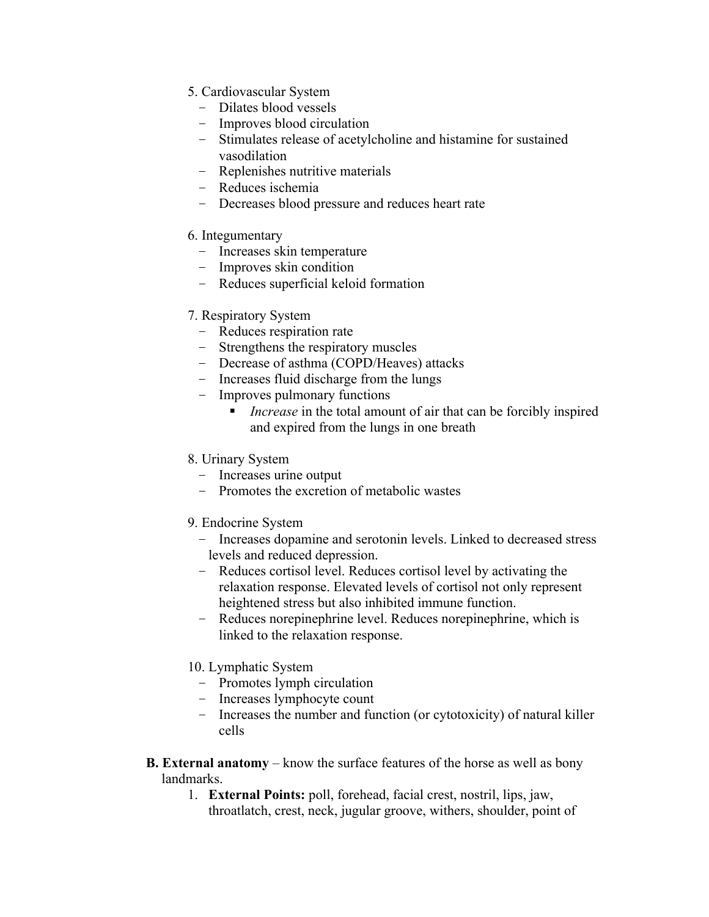5. Cardiovascular System
   - Dilates blood vessels
   - Improves blood circulation
   - Stimulates release of acetylcholine and histamine for sustained vasodilation
   - Replenishes nutritive materials
   - Reduces ischemia
   - Decreases blood pressure and reduces heart rate

6. Integumentary
   - Increases skin temperature
   - Improves skin condition
   - Reduces superficial keloid formation

7. Respiratory System
   - Reduces respiration rate
   - Strengthens the respiratory muscles
   - Decrease of asthma (COPD/Heaves) attacks
   - Increases fluid discharge from the lungs
   - Improves pulmonary functions
     - *Increase* in the total amount of air that can be forcibly inspired and expired from the lungs in one breath

8. Urinary System
   - Increases urine output
   - Promotes the excretion of metabolic wastes

9. Endocrine System
   - Increases dopamine and serotonin levels. Linked to decreased stress levels and reduced depression.
   - Reduces cortisol level. Reduces cortisol level by activating the relaxation response. Elevated levels of cortisol not only represent heightened stress but also inhibited immune function.
   - Reduces norepinephrine level. Reduces norepinephrine, which is linked to the relaxation response.

10. Lymphatic System
    - Promotes lymph circulation
    - Increases lymphocyte count
    - Increases the number and function (or cytotoxicity) of natural killer cells

**B. External anatomy** – know the surface features of the horse as well as bony landmarks.

1. **External Points:** poll, forehead, facial crest, nostril, lips, jaw, throatlatch, crest, neck, jugular groove, withers, shoulder, point of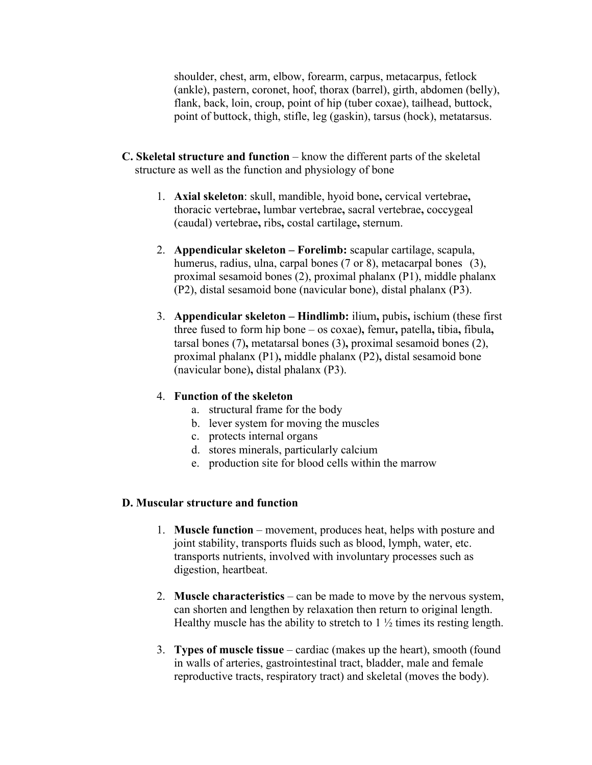shoulder, chest, arm, elbow, forearm, carpus, metacarpus, fetlock (ankle), pastern, coronet, hoof, thorax (barrel), girth, abdomen (belly), flank, back, loin, croup, point of hip (tuber coxae), tailhead, buttock, point of buttock, thigh, stifle, leg (gaskin), tarsus (hock), metatarsus.

**C. Skeletal structure and function** – know the different parts of the skeletal structure as well as the function and physiology of bone

1. **Axial skeleton**: skull, mandible, hyoid bone**,** cervical vertebrae**,** thoracic vertebrae**,** lumbar vertebrae**,** sacral vertebrae**,** coccygeal (caudal) vertebrae**,** ribs**,** costal cartilage**,** sternum.

2. **Appendicular skeleton – Forelimb:** scapular cartilage, scapula, humerus, radius, ulna, carpal bones (7 or 8), metacarpal bones (3), proximal sesamoid bones (2), proximal phalanx (P1), middle phalanx (P2), distal sesamoid bone (navicular bone), distal phalanx (P3).

3. **Appendicular skeleton – Hindlimb:** ilium**,** pubis**,** ischium (these first three fused to form hip bone – os coxae)**,** femur**,** patella**,** tibia**,** fibula**,** tarsal bones (7)**,** metatarsal bones (3)**,** proximal sesamoid bones (2), proximal phalanx (P1)**,** middle phalanx (P2)**,** distal sesamoid bone (navicular bone)**,** distal phalanx (P3).

4. **Function of the skeleton**
   a. structural frame for the body
   b. lever system for moving the muscles
   c. protects internal organs
   d. stores minerals, particularly calcium
   e. production site for blood cells within the marrow

**D. Muscular structure and function**

1. **Muscle function** – movement, produces heat, helps with posture and joint stability, transports fluids such as blood, lymph, water, etc. transports nutrients, involved with involuntary processes such as digestion, heartbeat.

2. **Muscle characteristics** – can be made to move by the nervous system, can shorten and lengthen by relaxation then return to original length. Healthy muscle has the ability to stretch to 1 ½ times its resting length.

3. **Types of muscle tissue** – cardiac (makes up the heart), smooth (found in walls of arteries, gastrointestinal tract, bladder, male and female reproductive tracts, respiratory tract) and skeletal (moves the body).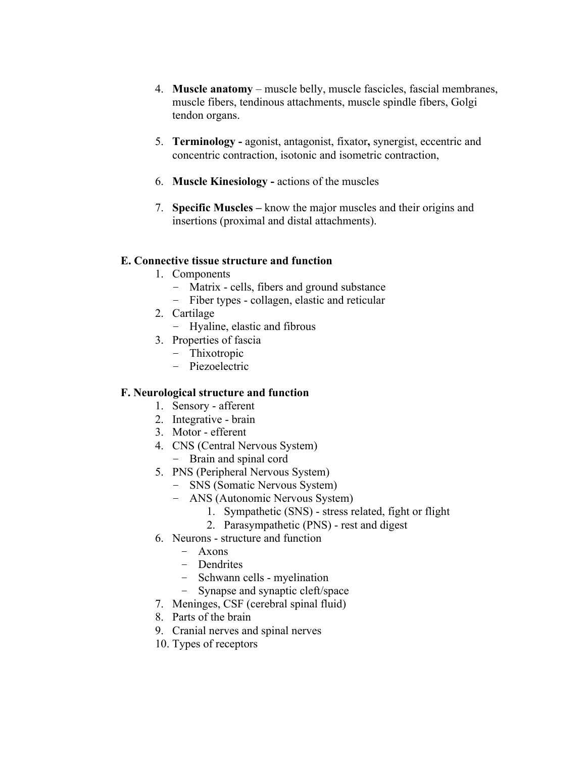4. **Muscle anatomy** – muscle belly, muscle fascicles, fascial membranes, muscle fibers, tendinous attachments, muscle spindle fibers, Golgi tendon organs.

5. **Terminology -** agonist, antagonist, fixator**,** synergist, eccentric and concentric contraction, isotonic and isometric contraction,

6. **Muscle Kinesiology -** actions of the muscles

7. **Specific Muscles –** know the major muscles and their origins and insertions (proximal and distal attachments).

### E. Connective tissue structure and function

1. Components
   - Matrix - cells, fibers and ground substance
   - Fiber types - collagen, elastic and reticular
2. Cartilage
   - Hyaline, elastic and fibrous
3. Properties of fascia
   - Thixotropic
   - Piezoelectric

### F. Neurological structure and function

1. Sensory - afferent
2. Integrative - brain
3. Motor - efferent
4. CNS (Central Nervous System)
   - Brain and spinal cord
5. PNS (Peripheral Nervous System)
   - SNS (Somatic Nervous System)
   - ANS (Autonomic Nervous System)
     1. Sympathetic (SNS) - stress related, fight or flight
     2. Parasympathetic (PNS) - rest and digest
6. Neurons - structure and function
   - Axons
   - Dendrites
   - Schwann cells - myelination
   - Synapse and synaptic cleft/space
7. Meninges, CSF (cerebral spinal fluid)
8. Parts of the brain
9. Cranial nerves and spinal nerves
10. Types of receptors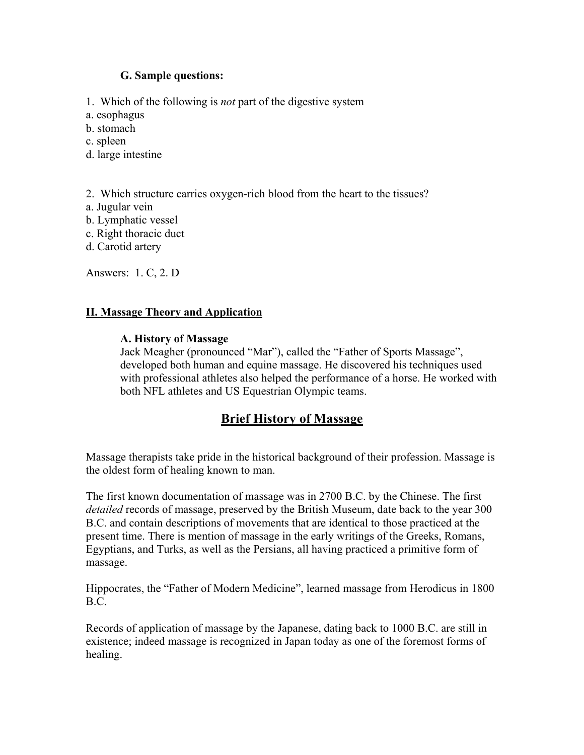### G. Sample questions:

1. Which of the following is *not* part of the digestive system
a. esophagus
b. stomach
c. spleen
d. large intestine

2. Which structure carries oxygen-rich blood from the heart to the tissues?
a. Jugular vein
b. Lymphatic vessel
c. Right thoracic duct
d. Carotid artery

Answers: 1. C, 2. D

## II. Massage Theory and Application

### A. History of Massage

Jack Meagher (pronounced "Mar"), called the "Father of Sports Massage", developed both human and equine massage. He discovered his techniques used with professional athletes also helped the performance of a horse. He worked with both NFL athletes and US Equestrian Olympic teams.

# Brief History of Massage

Massage therapists take pride in the historical background of their profession. Massage is the oldest form of healing known to man.

The first known documentation of massage was in 2700 B.C. by the Chinese. The first *detailed* records of massage, preserved by the British Museum, date back to the year 300 B.C. and contain descriptions of movements that are identical to those practiced at the present time. There is mention of massage in the early writings of the Greeks, Romans, Egyptians, and Turks, as well as the Persians, all having practiced a primitive form of massage.

Hippocrates, the "Father of Modern Medicine", learned massage from Herodicus in 1800 B.C.

Records of application of massage by the Japanese, dating back to 1000 B.C. are still in existence; indeed massage is recognized in Japan today as one of the foremost forms of healing.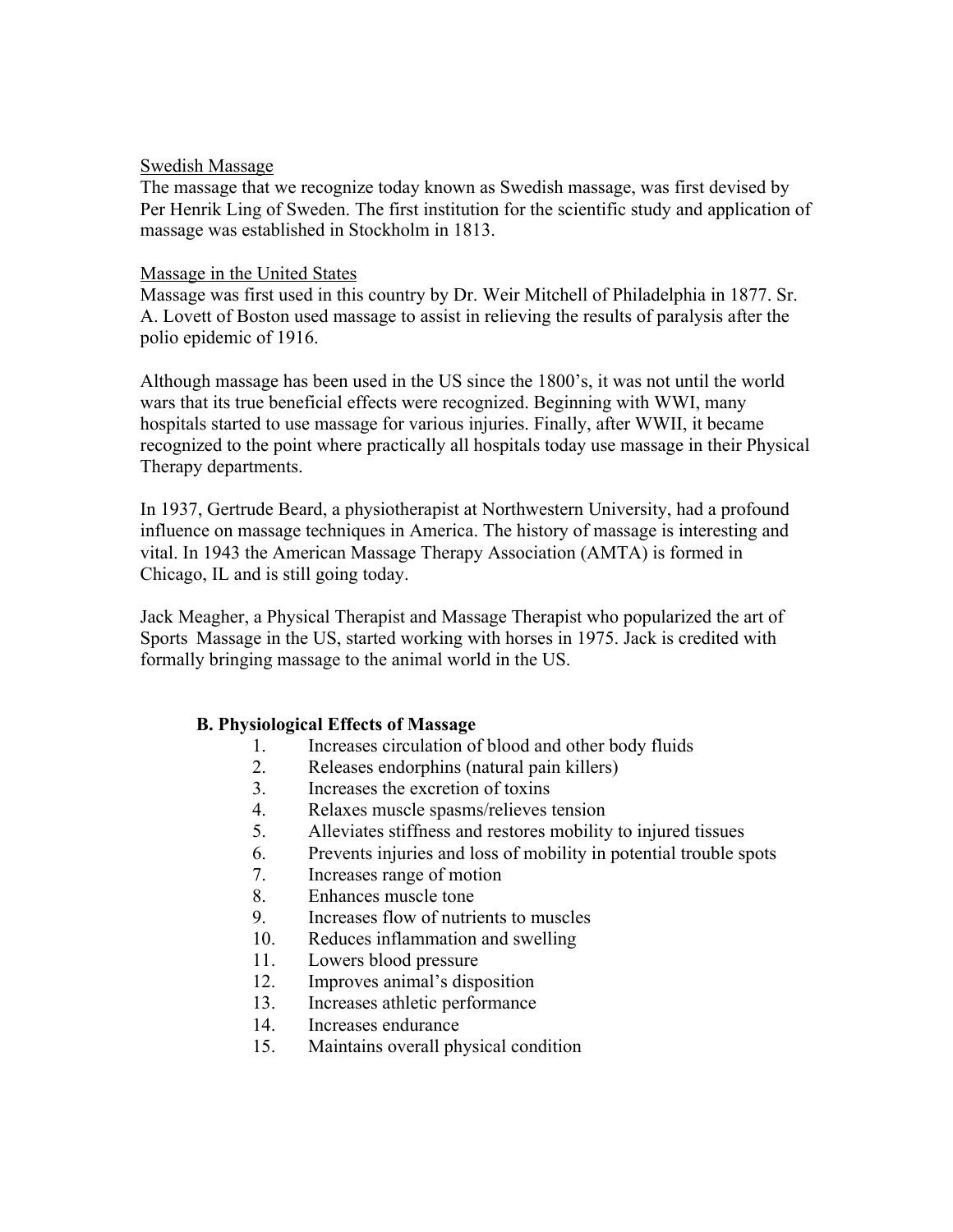Swedish Massage

The massage that we recognize today known as Swedish massage, was first devised by Per Henrik Ling of Sweden. The first institution for the scientific study and application of massage was established in Stockholm in 1813.

Massage in the United States

Massage was first used in this country by Dr. Weir Mitchell of Philadelphia in 1877. Sr. A. Lovett of Boston used massage to assist in relieving the results of paralysis after the polio epidemic of 1916.

Although massage has been used in the US since the 1800's, it was not until the world wars that its true beneficial effects were recognized. Beginning with WWI, many hospitals started to use massage for various injuries. Finally, after WWII, it became recognized to the point where practically all hospitals today use massage in their Physical Therapy departments.

In 1937, Gertrude Beard, a physiotherapist at Northwestern University, had a profound influence on massage techniques in America. The history of massage is interesting and vital. In 1943 the American Massage Therapy Association (AMTA) is formed in Chicago, IL and is still going today.

Jack Meagher, a Physical Therapist and Massage Therapist who popularized the art of Sports Massage in the US, started working with horses in 1975. Jack is credited with formally bringing massage to the animal world in the US.

### B. Physiological Effects of Massage

1. Increases circulation of blood and other body fluids
2. Releases endorphins (natural pain killers)
3. Increases the excretion of toxins
4. Relaxes muscle spasms/relieves tension
5. Alleviates stiffness and restores mobility to injured tissues
6. Prevents injuries and loss of mobility in potential trouble spots
7. Increases range of motion
8. Enhances muscle tone
9. Increases flow of nutrients to muscles
10. Reduces inflammation and swelling
11. Lowers blood pressure
12. Improves animal's disposition
13. Increases athletic performance
14. Increases endurance
15. Maintains overall physical condition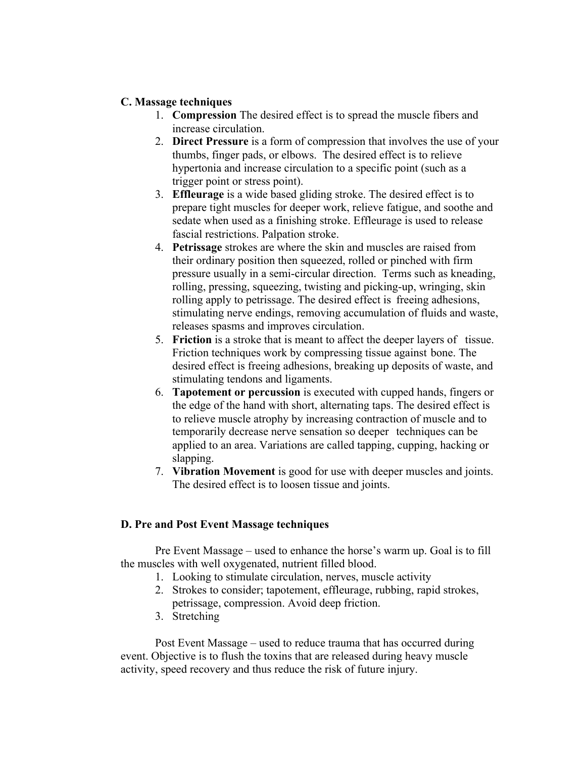**C. Massage techniques**

1. **Compression** The desired effect is to spread the muscle fibers and increase circulation.
2. **Direct Pressure** is a form of compression that involves the use of your thumbs, finger pads, or elbows. The desired effect is to relieve hypertonia and increase circulation to a specific point (such as a trigger point or stress point).
3. **Effleurage** is a wide based gliding stroke. The desired effect is to prepare tight muscles for deeper work, relieve fatigue, and soothe and sedate when used as a finishing stroke. Effleurage is used to release fascial restrictions. Palpation stroke.
4. **Petrissage** strokes are where the skin and muscles are raised from their ordinary position then squeezed, rolled or pinched with firm pressure usually in a semi-circular direction. Terms such as kneading, rolling, pressing, squeezing, twisting and picking-up, wringing, skin rolling apply to petrissage. The desired effect is freeing adhesions, stimulating nerve endings, removing accumulation of fluids and waste, releases spasms and improves circulation.
5. **Friction** is a stroke that is meant to affect the deeper layers of tissue. Friction techniques work by compressing tissue against bone. The desired effect is freeing adhesions, breaking up deposits of waste, and stimulating tendons and ligaments.
6. **Tapotement or percussion** is executed with cupped hands, fingers or the edge of the hand with short, alternating taps. The desired effect is to relieve muscle atrophy by increasing contraction of muscle and to temporarily decrease nerve sensation so deeper techniques can be applied to an area. Variations are called tapping, cupping, hacking or slapping.
7. **Vibration Movement** is good for use with deeper muscles and joints. The desired effect is to loosen tissue and joints.

**D. Pre and Post Event Massage techniques**

Pre Event Massage – used to enhance the horse's warm up. Goal is to fill the muscles with well oxygenated, nutrient filled blood.

1. Looking to stimulate circulation, nerves, muscle activity
2. Strokes to consider; tapotement, effleurage, rubbing, rapid strokes, petrissage, compression. Avoid deep friction.
3. Stretching

Post Event Massage – used to reduce trauma that has occurred during event. Objective is to flush the toxins that are released during heavy muscle activity, speed recovery and thus reduce the risk of future injury.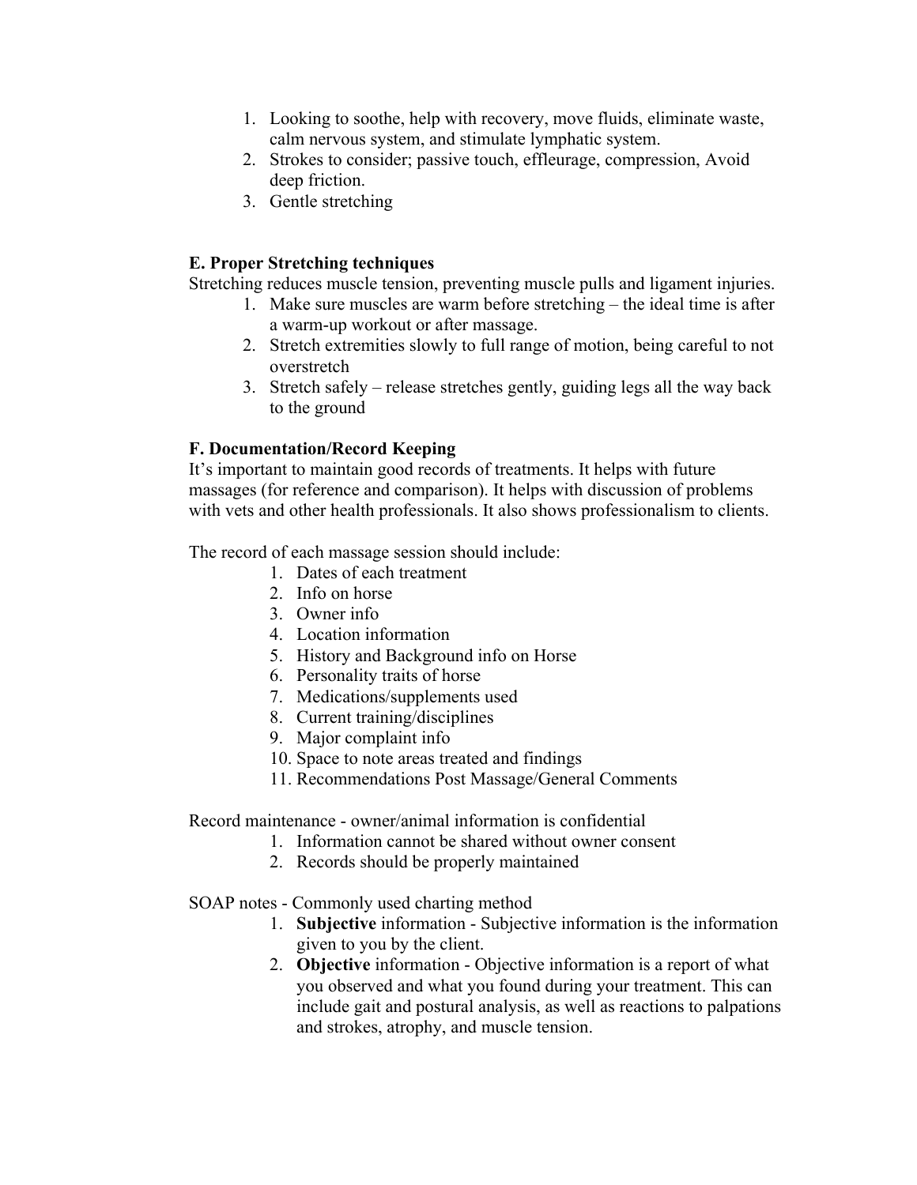1. Looking to soothe, help with recovery, move fluids, eliminate waste, calm nervous system, and stimulate lymphatic system.
2. Strokes to consider; passive touch, effleurage, compression, Avoid deep friction.
3. Gentle stretching

### E. Proper Stretching techniques

Stretching reduces muscle tension, preventing muscle pulls and ligament injuries.

1. Make sure muscles are warm before stretching – the ideal time is after a warm-up workout or after massage.
2. Stretch extremities slowly to full range of motion, being careful to not overstretch
3. Stretch safely – release stretches gently, guiding legs all the way back to the ground

### F. Documentation/Record Keeping

It's important to maintain good records of treatments. It helps with future massages (for reference and comparison). It helps with discussion of problems with vets and other health professionals. It also shows professionalism to clients.

The record of each massage session should include:

1. Dates of each treatment
2. Info on horse
3. Owner info
4. Location information
5. History and Background info on Horse
6. Personality traits of horse
7. Medications/supplements used
8. Current training/disciplines
9. Major complaint info
10. Space to note areas treated and findings
11. Recommendations Post Massage/General Comments

Record maintenance - owner/animal information is confidential

1. Information cannot be shared without owner consent
2. Records should be properly maintained

SOAP notes - Commonly used charting method

1. **Subjective** information - Subjective information is the information given to you by the client.
2. **Objective** information - Objective information is a report of what you observed and what you found during your treatment. This can include gait and postural analysis, as well as reactions to palpations and strokes, atrophy, and muscle tension.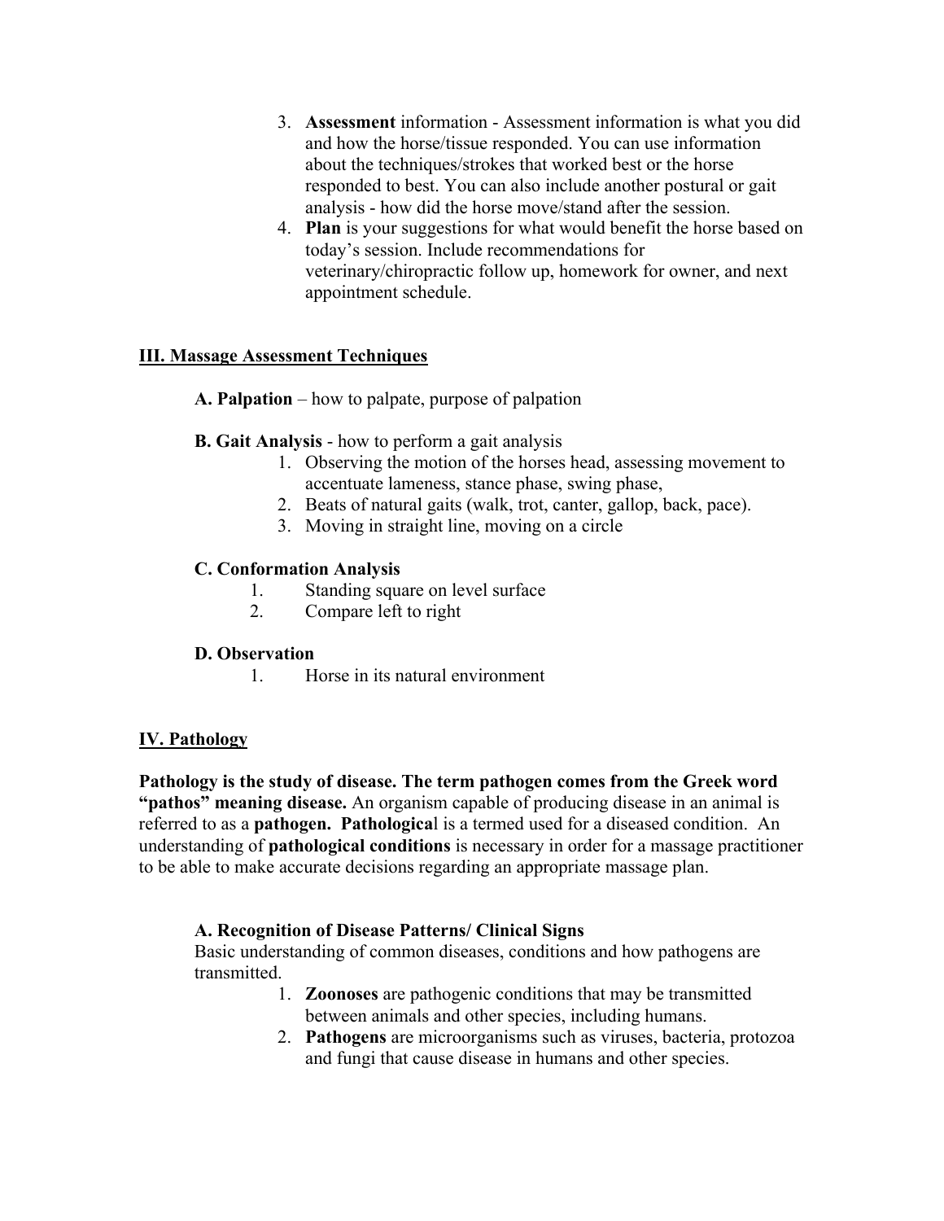3. **Assessment** information - Assessment information is what you did and how the horse/tissue responded. You can use information about the techniques/strokes that worked best or the horse responded to best. You can also include another postural or gait analysis - how did the horse move/stand after the session.
4. **Plan** is your suggestions for what would benefit the horse based on today's session. Include recommendations for veterinary/chiropractic follow up, homework for owner, and next appointment schedule.

## III. Massage Assessment Techniques

**A. Palpation** – how to palpate, purpose of palpation

**B. Gait Analysis** - how to perform a gait analysis

1. Observing the motion of the horses head, assessing movement to accentuate lameness, stance phase, swing phase,
2. Beats of natural gaits (walk, trot, canter, gallop, back, pace).
3. Moving in straight line, moving on a circle

**C. Conformation Analysis**

1. Standing square on level surface
2. Compare left to right

**D. Observation**

1. Horse in its natural environment

## IV. Pathology

**Pathology is the study of disease. The term pathogen comes from the Greek word "pathos" meaning disease.** An organism capable of producing disease in an animal is referred to as a **pathogen. Pathologica**l is a termed used for a diseased condition. An understanding of **pathological conditions** is necessary in order for a massage practitioner to be able to make accurate decisions regarding an appropriate massage plan.

**A. Recognition of Disease Patterns/ Clinical Signs**

Basic understanding of common diseases, conditions and how pathogens are transmitted.

1. **Zoonoses** are pathogenic conditions that may be transmitted between animals and other species, including humans.
2. **Pathogens** are microorganisms such as viruses, bacteria, protozoa and fungi that cause disease in humans and other species.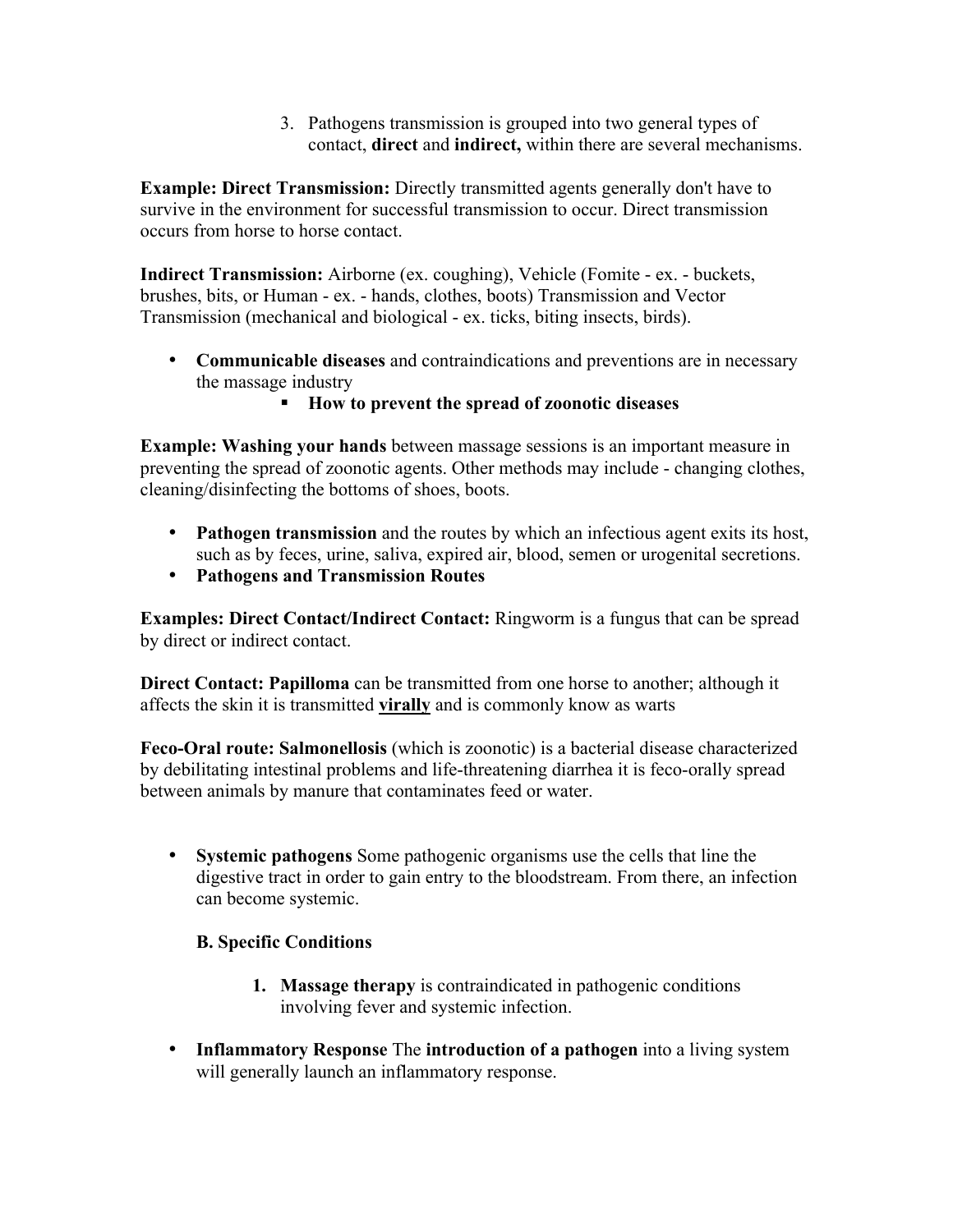3. Pathogens transmission is grouped into two general types of contact, **direct** and **indirect,** within there are several mechanisms.

**Example: Direct Transmission:** Directly transmitted agents generally don't have to survive in the environment for successful transmission to occur. Direct transmission occurs from horse to horse contact.

**Indirect Transmission:** Airborne (ex. coughing), Vehicle (Fomite - ex. - buckets, brushes, bits, or Human - ex. - hands, clothes, boots) Transmission and Vector Transmission (mechanical and biological - ex. ticks, biting insects, birds).

- **Communicable diseases** and contraindications and preventions are in necessary the massage industry
  - **How to prevent the spread of zoonotic diseases**

**Example: Washing your hands** between massage sessions is an important measure in preventing the spread of zoonotic agents. Other methods may include - changing clothes, cleaning/disinfecting the bottoms of shoes, boots.

- **Pathogen transmission** and the routes by which an infectious agent exits its host, such as by feces, urine, saliva, expired air, blood, semen or urogenital secretions.
- **Pathogens and Transmission Routes**

**Examples: Direct Contact/Indirect Contact:** Ringworm is a fungus that can be spread by direct or indirect contact.

**Direct Contact: Papilloma** can be transmitted from one horse to another; although it affects the skin it is transmitted ***virally*** and is commonly know as warts

**Feco-Oral route: Salmonellosis** (which is zoonotic) is a bacterial disease characterized by debilitating intestinal problems and life-threatening diarrhea it is feco-orally spread between animals by manure that contaminates feed or water.

- **Systemic pathogens** Some pathogenic organisms use the cells that line the digestive tract in order to gain entry to the bloodstream. From there, an infection can become systemic.

  **B. Specific Conditions**

  1. **Massage therapy** is contraindicated in pathogenic conditions involving fever and systemic infection.

- **Inflammatory Response** The **introduction of a pathogen** into a living system will generally launch an inflammatory response.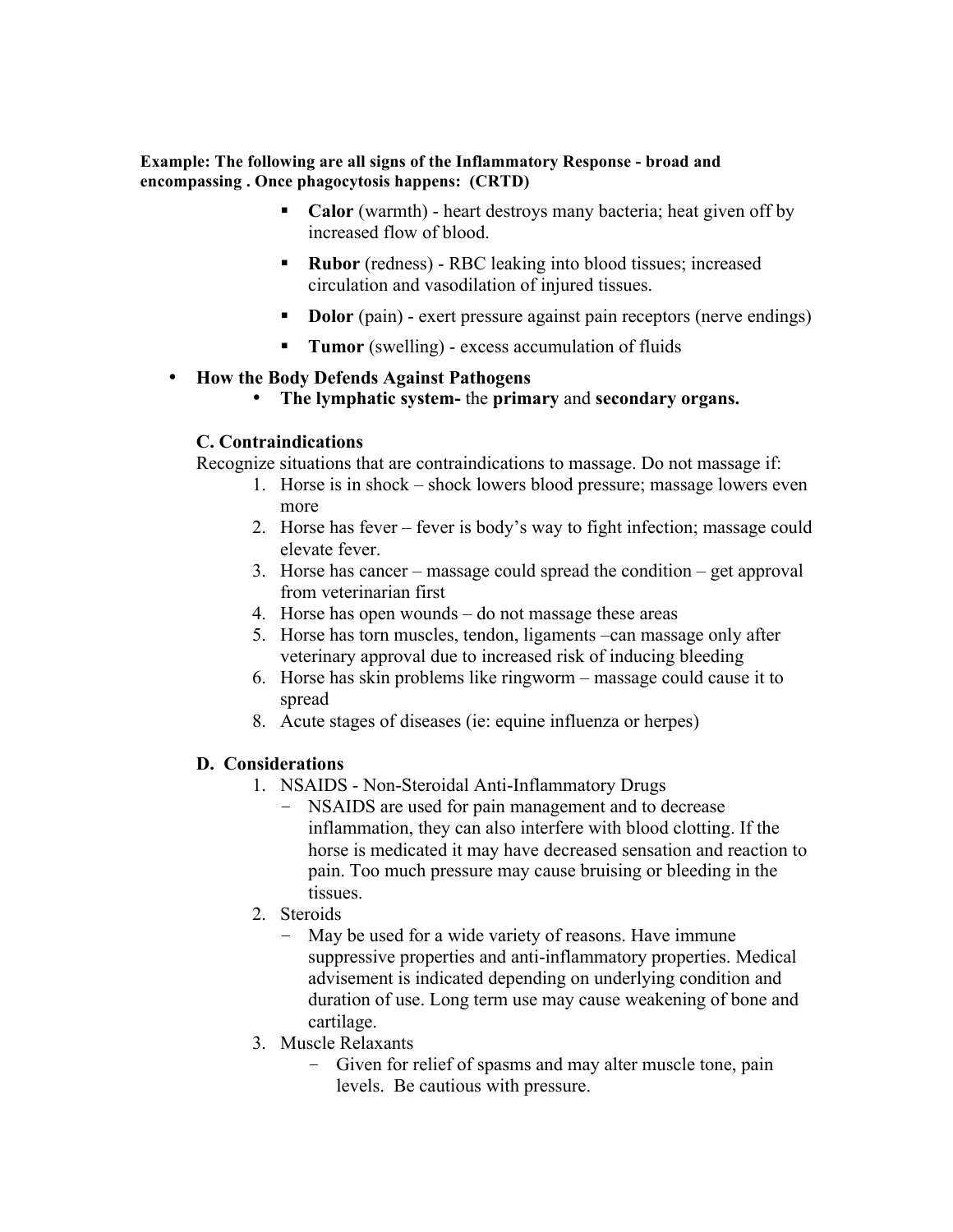**Example: The following are all signs of the Inflammatory Response - broad and encompassing . Once phagocytosis happens: (CRTD)**

- **Calor** (warmth) - heart destroys many bacteria; heat given off by increased flow of blood.
- **Rubor** (redness) - RBC leaking into blood tissues; increased circulation and vasodilation of injured tissues.
- **Dolor** (pain) - exert pressure against pain receptors (nerve endings)
- **Tumor** (swelling) - excess accumulation of fluids

- **How the Body Defends Against Pathogens**
  - **The lymphatic system-** the **primary** and **secondary organs.**

### C. Contraindications

Recognize situations that are contraindications to massage. Do not massage if:

1. Horse is in shock – shock lowers blood pressure; massage lowers even more
2. Horse has fever – fever is body's way to fight infection; massage could elevate fever.
3. Horse has cancer – massage could spread the condition – get approval from veterinarian first
4. Horse has open wounds – do not massage these areas
5. Horse has torn muscles, tendon, ligaments –can massage only after veterinary approval due to increased risk of inducing bleeding
6. Horse has skin problems like ringworm – massage could cause it to spread
8. Acute stages of diseases (ie: equine influenza or herpes)

### D. Considerations

1. NSAIDS - Non-Steroidal Anti-Inflammatory Drugs
   - NSAIDS are used for pain management and to decrease inflammation, they can also interfere with blood clotting. If the horse is medicated it may have decreased sensation and reaction to pain. Too much pressure may cause bruising or bleeding in the tissues.
2. Steroids
   - May be used for a wide variety of reasons. Have immune suppressive properties and anti-inflammatory properties. Medical advisement is indicated depending on underlying condition and duration of use. Long term use may cause weakening of bone and cartilage.
3. Muscle Relaxants
   - Given for relief of spasms and may alter muscle tone, pain levels. Be cautious with pressure.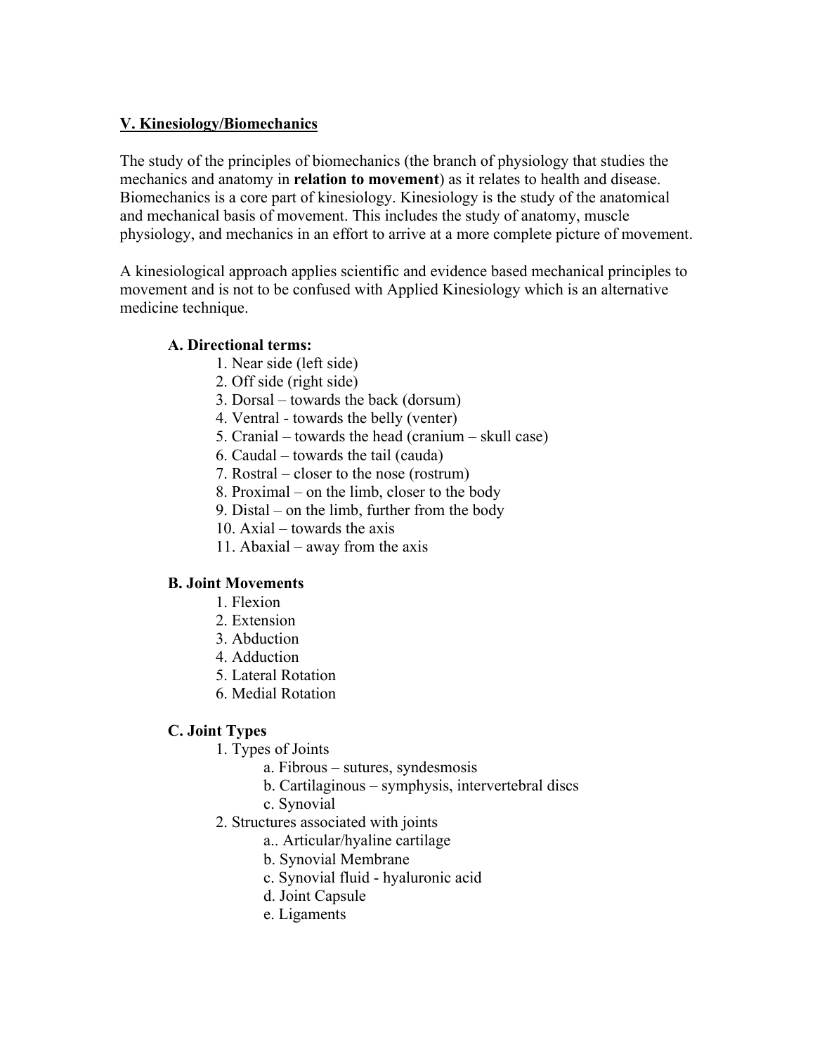## V. Kinesiology/Biomechanics

The study of the principles of biomechanics (the branch of physiology that studies the mechanics and anatomy in **relation to movement**) as it relates to health and disease. Biomechanics is a core part of kinesiology. Kinesiology is the study of the anatomical and mechanical basis of movement. This includes the study of anatomy, muscle physiology, and mechanics in an effort to arrive at a more complete picture of movement.

A kinesiological approach applies scientific and evidence based mechanical principles to movement and is not to be confused with Applied Kinesiology which is an alternative medicine technique.

### A. Directional terms:

1. Near side (left side)
2. Off side (right side)
3. Dorsal – towards the back (dorsum)
4. Ventral - towards the belly (venter)
5. Cranial – towards the head (cranium – skull case)
6. Caudal – towards the tail (cauda)
7. Rostral – closer to the nose (rostrum)
8. Proximal – on the limb, closer to the body
9. Distal – on the limb, further from the body
10. Axial – towards the axis
11. Abaxial – away from the axis

### B. Joint Movements

1. Flexion
2. Extension
3. Abduction
4. Adduction
5. Lateral Rotation
6. Medial Rotation

### C. Joint Types

1. Types of Joints
   - a. Fibrous – sutures, syndesmosis
   - b. Cartilaginous – symphysis, intervertebral discs
   - c. Synovial
2. Structures associated with joints
   - a.. Articular/hyaline cartilage
   - b. Synovial Membrane
   - c. Synovial fluid - hyaluronic acid
   - d. Joint Capsule
   - e. Ligaments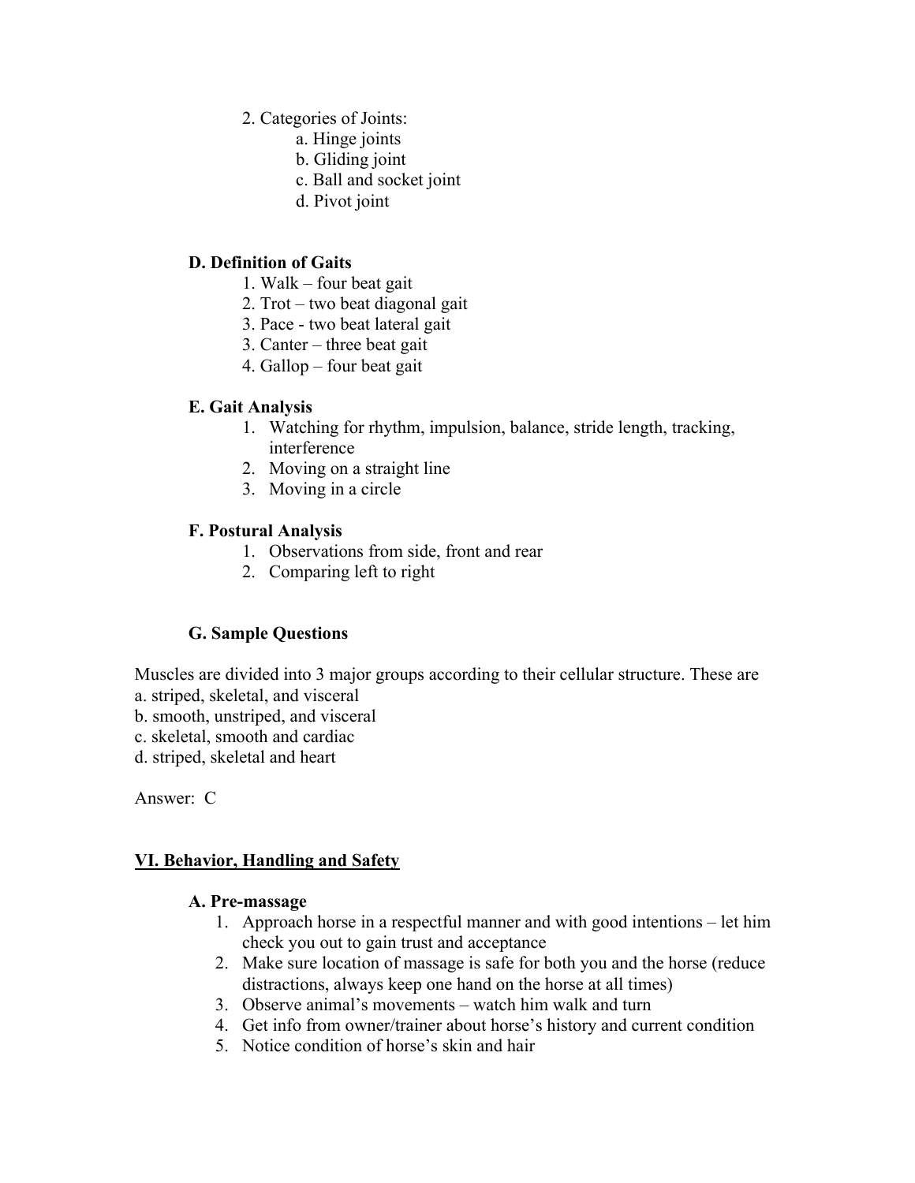2. Categories of Joints:
    a. Hinge joints
    b. Gliding joint
    c. Ball and socket joint
    d. Pivot joint

### D. Definition of Gaits

1. Walk – four beat gait
2. Trot – two beat diagonal gait
3. Pace - two beat lateral gait
3. Canter – three beat gait
4. Gallop – four beat gait

### E. Gait Analysis

1. Watching for rhythm, impulsion, balance, stride length, tracking, interference
2. Moving on a straight line
3. Moving in a circle

### F. Postural Analysis

1. Observations from side, front and rear
2. Comparing left to right

### G. Sample Questions

Muscles are divided into 3 major groups according to their cellular structure. These are
a. striped, skeletal, and visceral
b. smooth, unstriped, and visceral
c. skeletal, smooth and cardiac
d. striped, skeletal and heart

Answer: C

## VI. Behavior, Handling and Safety

### A. Pre-massage

1. Approach horse in a respectful manner and with good intentions – let him check you out to gain trust and acceptance
2. Make sure location of massage is safe for both you and the horse (reduce distractions, always keep one hand on the horse at all times)
3. Observe animal's movements – watch him walk and turn
4. Get info from owner/trainer about horse's history and current condition
5. Notice condition of horse's skin and hair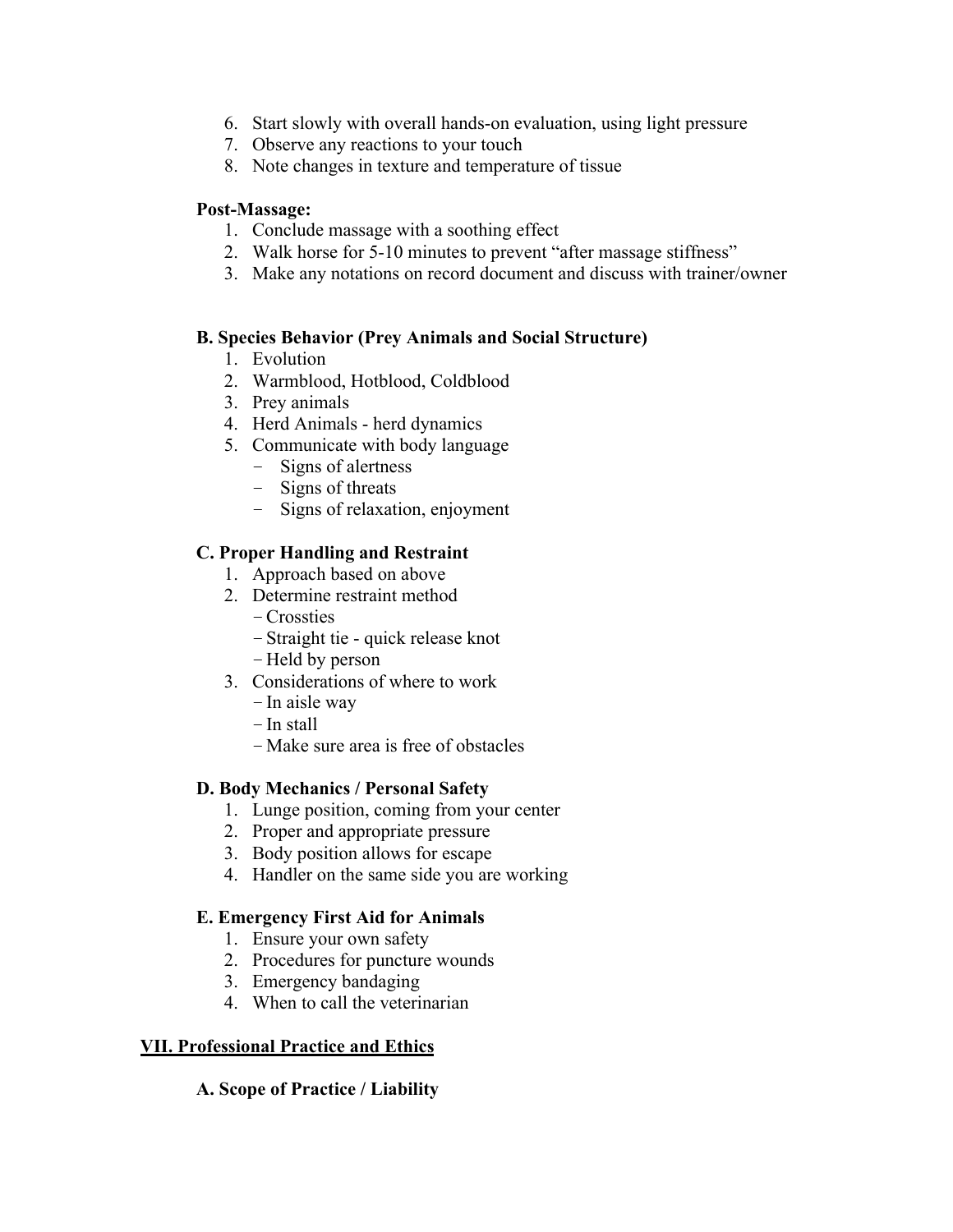6. Start slowly with overall hands-on evaluation, using light pressure
7. Observe any reactions to your touch
8. Note changes in texture and temperature of tissue

**Post-Massage:**

1. Conclude massage with a soothing effect
2. Walk horse for 5-10 minutes to prevent "after massage stiffness"
3. Make any notations on record document and discuss with trainer/owner

### B. Species Behavior (Prey Animals and Social Structure)

1. Evolution
2. Warmblood, Hotblood, Coldblood
3. Prey animals
4. Herd Animals - herd dynamics
5. Communicate with body language
   - Signs of alertness
   - Signs of threats
   - Signs of relaxation, enjoyment

### C. Proper Handling and Restraint

1. Approach based on above
2. Determine restraint method
   - Crossties
   - Straight tie - quick release knot
   - Held by person
3. Considerations of where to work
   - In aisle way
   - In stall
   - Make sure area is free of obstacles

### D. Body Mechanics / Personal Safety

1. Lunge position, coming from your center
2. Proper and appropriate pressure
3. Body position allows for escape
4. Handler on the same side you are working

### E. Emergency First Aid for Animals

1. Ensure your own safety
2. Procedures for puncture wounds
3. Emergency bandaging
4. When to call the veterinarian

## VII. Professional Practice and Ethics

### A. Scope of Practice / Liability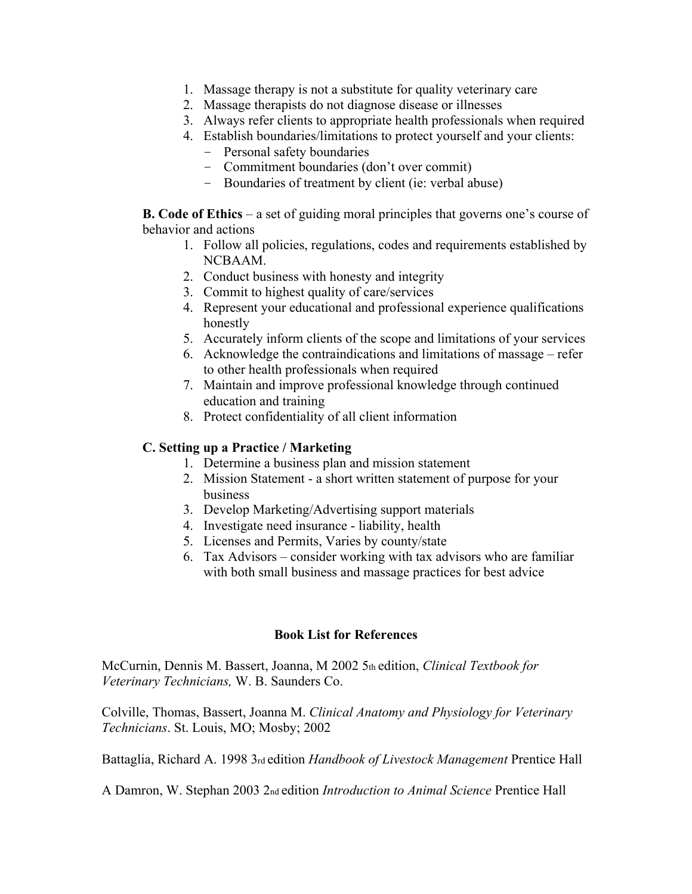1. Massage therapy is not a substitute for quality veterinary care
2. Massage therapists do not diagnose disease or illnesses
3. Always refer clients to appropriate health professionals when required
4. Establish boundaries/limitations to protect yourself and your clients:
   - Personal safety boundaries
   - Commitment boundaries (don't over commit)
   - Boundaries of treatment by client (ie: verbal abuse)

**B. Code of Ethics** – a set of guiding moral principles that governs one's course of behavior and actions

1. Follow all policies, regulations, codes and requirements established by NCBAAM.
2. Conduct business with honesty and integrity
3. Commit to highest quality of care/services
4. Represent your educational and professional experience qualifications honestly
5. Accurately inform clients of the scope and limitations of your services
6. Acknowledge the contraindications and limitations of massage – refer to other health professionals when required
7. Maintain and improve professional knowledge through continued education and training
8. Protect confidentiality of all client information

**C. Setting up a Practice / Marketing**

1. Determine a business plan and mission statement
2. Mission Statement - a short written statement of purpose for your business
3. Develop Marketing/Advertising support materials
4. Investigate need insurance - liability, health
5. Licenses and Permits, Varies by county/state
6. Tax Advisors – consider working with tax advisors who are familiar with both small business and massage practices for best advice

**Book List for References**

McCurnin, Dennis M. Bassert, Joanna, M 2002 5th edition, *Clinical Textbook for Veterinary Technicians,* W. B. Saunders Co.

Colville, Thomas, Bassert, Joanna M. *Clinical Anatomy and Physiology for Veterinary Technicians*. St. Louis, MO; Mosby; 2002

Battaglia, Richard A. 1998 3rd edition *Handbook of Livestock Management* Prentice Hall

A Damron, W. Stephan 2003 2nd edition *Introduction to Animal Science* Prentice Hall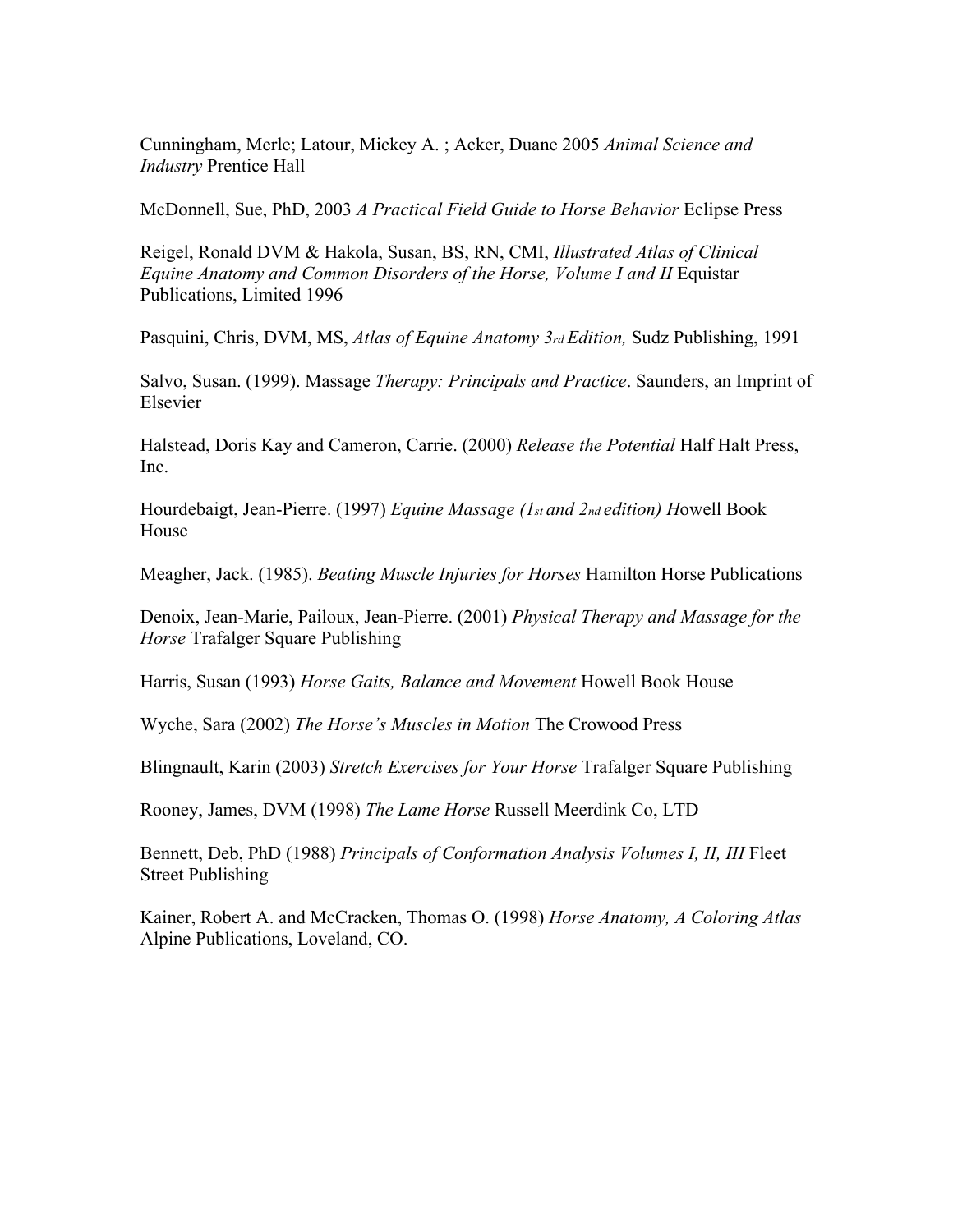Cunningham, Merle; Latour, Mickey A. ; Acker, Duane 2005 *Animal Science and Industry* Prentice Hall

McDonnell, Sue, PhD, 2003 *A Practical Field Guide to Horse Behavior* Eclipse Press

Reigel, Ronald DVM & Hakola, Susan, BS, RN, CMI, *Illustrated Atlas of Clinical Equine Anatomy and Common Disorders of the Horse, Volume I and II* Equistar Publications, Limited 1996

Pasquini, Chris, DVM, MS, *Atlas of Equine Anatomy 3rd Edition,* Sudz Publishing, 1991

Salvo, Susan. (1999). Massage *Therapy: Principals and Practice*. Saunders, an Imprint of Elsevier

Halstead, Doris Kay and Cameron, Carrie. (2000) *Release the Potential* Half Halt Press, Inc.

Hourdebaigt, Jean-Pierre. (1997) *Equine Massage (1st and 2nd edition) H*owell Book House

Meagher, Jack. (1985). *Beating Muscle Injuries for Horses* Hamilton Horse Publications

Denoix, Jean-Marie, Pailoux, Jean-Pierre. (2001) *Physical Therapy and Massage for the Horse* Trafalger Square Publishing

Harris, Susan (1993) *Horse Gaits, Balance and Movement* Howell Book House

Wyche, Sara (2002) *The Horse's Muscles in Motion* The Crowood Press

Blingnault, Karin (2003) *Stretch Exercises for Your Horse* Trafalger Square Publishing

Rooney, James, DVM (1998) *The Lame Horse* Russell Meerdink Co, LTD

Bennett, Deb, PhD (1988) *Principals of Conformation Analysis Volumes I, II, III* Fleet Street Publishing

Kainer, Robert A. and McCracken, Thomas O. (1998) *Horse Anatomy, A Coloring Atlas* Alpine Publications, Loveland, CO.